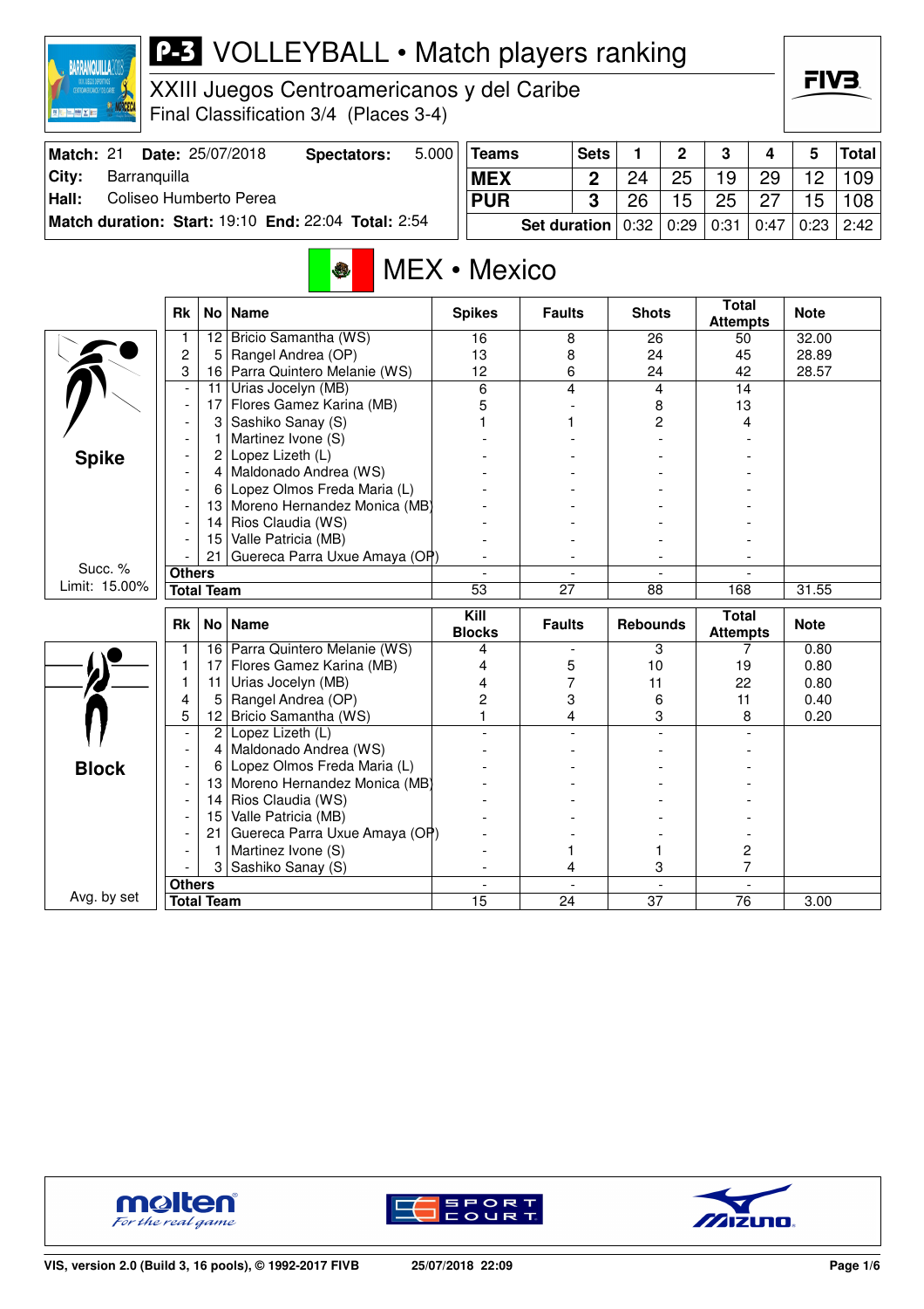# P-3 VOLLEYBALL • Match players ranking

XXIII Juegos Centroamericanos y del Caribe
Final Classification 3/4 (Places 3-4)

| | | | |
|---|---|---|---|
| **Match:** 21 | **Date:** 25/07/2018 | **Spectators:** | 5.000 |
| **City:** | Barranquilla | | |
| **Hall:** | Coliseo Humberto Perea | | |
| **Match duration: Start:** 19:10 | **End:** 22:04 | **Total:** 2:54 | |

| Teams | Sets | 1 | 2 | 3 | 4 | 5 | Total |
|---|---|---|---|---|---|---|---|
| MEX | 2 | 24 | 25 | 19 | 29 | 12 | 109 |
| PUR | 3 | 26 | 15 | 25 | 27 | 15 | 108 |
| **Set duration** | | 0:32 | 0:29 | 0:31 | 0:47 | 0:23 | 2:42 |

## MEX • Mexico

### Spike

Succ. % Limit: 15.00%

| Rk | No | Name | Spikes | Faults | Shots | Total Attempts | Note |
|---|---|---|---|---|---|---|---|
| 1 | 12 | Bricio Samantha (WS) | 16 | 8 | 26 | 50 | 32.00 |
| 2 | 5 | Rangel Andrea (OP) | 13 | 8 | 24 | 45 | 28.89 |
| 3 | 16 | Parra Quintero Melanie (WS) | 12 | 6 | 24 | 42 | 28.57 |
| - | 11 | Urias Jocelyn (MB) | 6 | 4 | 4 | 14 | |
| - | 17 | Flores Gamez Karina (MB) | 5 | - | 8 | 13 | |
| - | 3 | Sashiko Sanay (S) | 1 | 1 | 2 | 4 | |
| - | 1 | Martinez Ivone (S) | - | - | - | - | |
| - | 2 | Lopez Lizeth (L) | - | - | - | - | |
| - | 4 | Maldonado Andrea (WS) | - | - | - | - | |
| - | 6 | Lopez Olmos Freda Maria (L) | - | - | - | - | |
| - | 13 | Moreno Hernandez Monica (MB) | - | - | - | - | |
| - | 14 | Rios Claudia (WS) | - | - | - | - | |
| - | 15 | Valle Patricia (MB) | - | - | - | - | |
| - | 21 | Guereca Parra Uxue Amaya (OP) | - | - | - | - | |
| **Others** | | | - | - | - | - | |
| **Total Team** | | | 53 | 27 | 88 | 168 | 31.55 |

### Block

Avg. by set

| Rk | No | Name | Kill Blocks | Faults | Rebounds | Total Attempts | Note |
|---|---|---|---|---|---|---|---|
| 1 | 16 | Parra Quintero Melanie (WS) | 4 | - | 3 | 7 | 0.80 |
| 1 | 17 | Flores Gamez Karina (MB) | 4 | 5 | 10 | 19 | 0.80 |
| 1 | 11 | Urias Jocelyn (MB) | 4 | 7 | 11 | 22 | 0.80 |
| 4 | 5 | Rangel Andrea (OP) | 2 | 3 | 6 | 11 | 0.40 |
| 5 | 12 | Bricio Samantha (WS) | 1 | 4 | 3 | 8 | 0.20 |
| - | 2 | Lopez Lizeth (L) | - | - | - | - | |
| - | 4 | Maldonado Andrea (WS) | - | - | - | - | |
| - | 6 | Lopez Olmos Freda Maria (L) | - | - | - | - | |
| - | 13 | Moreno Hernandez Monica (MB) | - | - | - | - | |
| - | 14 | Rios Claudia (WS) | - | - | - | - | |
| - | 15 | Valle Patricia (MB) | - | - | - | - | |
| - | 21 | Guereca Parra Uxue Amaya (OP) | - | - | - | - | |
| - | 1 | Martinez Ivone (S) | - | 1 | 1 | 2 | |
| - | 3 | Sashiko Sanay (S) | - | 4 | 3 | 7 | |
| **Others** | | | - | - | - | - | |
| **Total Team** | | | 15 | 24 | 37 | 76 | 3.00 |

VIS, version 2.0 (Build 3, 16 pools), © 1992-2017 FIVB — 25/07/2018 22:09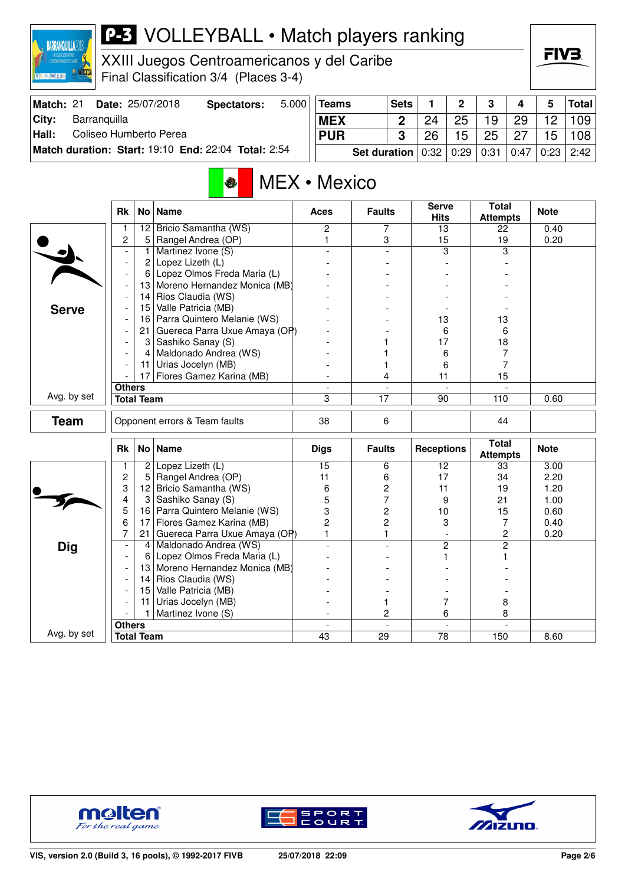# P-3 VOLLEYBALL • Match players ranking

XXIII Juegos Centroamericanos y del Caribe

Final Classification 3/4 (Places 3-4)

| Match: 21 | Date: 25/07/2018 | Spectators: | 5.000 |
|---|---|---|---|
| City: | Barranquilla | | |
| Hall: | Coliseo Humberto Perea | | |
| Match duration: Start: 19:10 | End: 22:04 | Total: 2:54 | |

| Teams | Sets | 1 | 2 | 3 | 4 | 5 | Total |
|---|---|---|---|---|---|---|---|
| MEX | 2 | 24 | 25 | 19 | 29 | 12 | 109 |
| PUR | 3 | 26 | 15 | 25 | 27 | 15 | 108 |
| Set duration | | 0:32 | 0:29 | 0:31 | 0:47 | 0:23 | 2:42 |

## MEX • Mexico

### Serve

| Rk | No | Name | Aces | Faults | Serve Hits | Total Attempts | Note |
|---|---|---|---|---|---|---|---|
| 1 | 12 | Bricio Samantha (WS) | 2 | 7 | 13 | 22 | 0.40 |
| 2 | 5 | Rangel Andrea (OP) | 1 | 3 | 15 | 19 | 0.20 |
| - | 1 | Martinez Ivone (S) | - | - | 3 | 3 | |
| - | 2 | Lopez Lizeth (L) | - | - | - | - | |
| - | 6 | Lopez Olmos Freda Maria (L) | - | - | - | - | |
| - | 13 | Moreno Hernandez Monica (MB) | - | - | - | - | |
| - | 14 | Rios Claudia (WS) | - | - | - | - | |
| - | 15 | Valle Patricia (MB) | - | - | - | - | |
| - | 16 | Parra Quintero Melanie (WS) | - | - | 13 | 13 | |
| - | 21 | Guereca Parra Uxue Amaya (OP) | - | - | 6 | 6 | |
| - | 3 | Sashiko Sanay (S) | - | 1 | 17 | 18 | |
| - | 4 | Maldonado Andrea (WS) | - | 1 | 6 | 7 | |
| - | 11 | Urias Jocelyn (MB) | - | 1 | 6 | 7 | |
| - | 17 | Flores Gamez Karina (MB) | - | 4 | 11 | 15 | |
| Others | | | - | - | - | - | |
| Total Team | | | 3 | 17 | 90 | 110 | 0.60 |

Avg. by set

### Team

| | Aces | Faults | Serve Hits | Total Attempts | Note |
|---|---|---|---|---|---|
| Opponent errors & Team faults | 38 | 6 | | 44 | |

### Dig

| Rk | No | Name | Digs | Faults | Receptions | Total Attempts | Note |
|---|---|---|---|---|---|---|---|
| 1 | 2 | Lopez Lizeth (L) | 15 | 6 | 12 | 33 | 3.00 |
| 2 | 5 | Rangel Andrea (OP) | 11 | 6 | 17 | 34 | 2.20 |
| 3 | 12 | Bricio Samantha (WS) | 6 | 2 | 11 | 19 | 1.20 |
| 4 | 3 | Sashiko Sanay (S) | 5 | 7 | 9 | 21 | 1.00 |
| 5 | 16 | Parra Quintero Melanie (WS) | 3 | 2 | 10 | 15 | 0.60 |
| 6 | 17 | Flores Gamez Karina (MB) | 2 | 2 | 3 | 7 | 0.40 |
| 7 | 21 | Guereca Parra Uxue Amaya (OP) | 1 | 1 | - | 2 | 0.20 |
| - | 4 | Maldonado Andrea (WS) | - | - | 2 | 2 | |
| - | 6 | Lopez Olmos Freda Maria (L) | - | - | 1 | 1 | |
| - | 13 | Moreno Hernandez Monica (MB) | - | - | - | - | |
| - | 14 | Rios Claudia (WS) | - | - | - | - | |
| - | 15 | Valle Patricia (MB) | - | - | - | - | |
| - | 11 | Urias Jocelyn (MB) | - | 1 | 7 | 8 | |
| - | 1 | Martinez Ivone (S) | - | 2 | 6 | 8 | |
| Others | | | - | - | - | - | |
| Total Team | | | 43 | 29 | 78 | 150 | 8.60 |

Avg. by set

VIS, version 2.0 (Build 3, 16 pools), © 1992-2017 FIVB 25/07/2018 22:09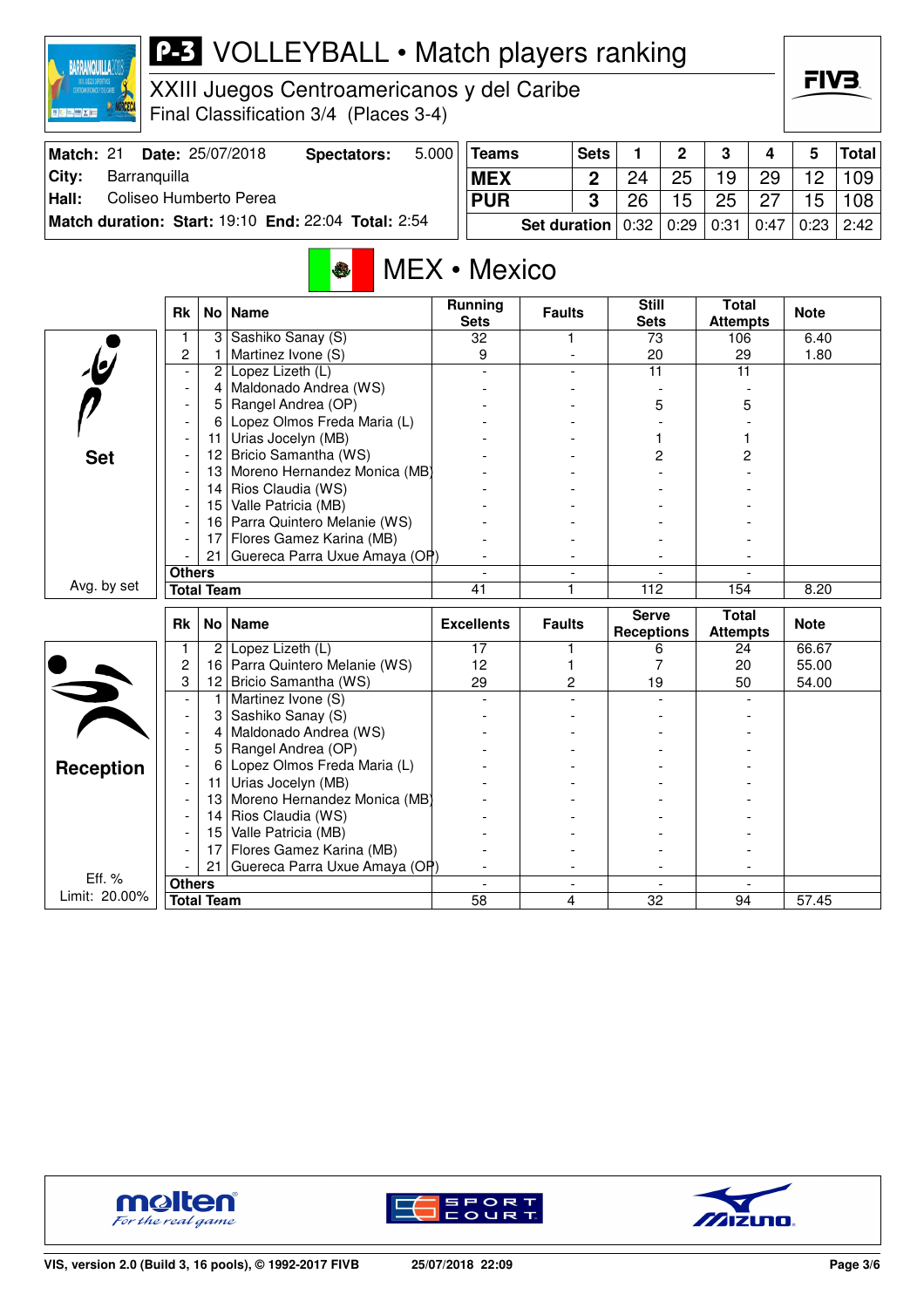# P-3 VOLLEYBALL • Match players ranking

## XXIII Juegos Centroamericanos y del Caribe

Final Classification 3/4 (Places 3-4)

| Match: 21 | Date: 25/07/2018 | Spectators: | 5.000 |
|---|---|---|---|
| City: | Barranquilla | | |
| Hall: | Coliseo Humberto Perea | | |
| Match duration: | Start: 19:10 | End: 22:04 | Total: 2:54 |

| Teams | Sets | 1 | 2 | 3 | 4 | 5 | Total |
|---|---|---|---|---|---|---|---|
| MEX | 2 | 24 | 25 | 19 | 29 | 12 | 109 |
| PUR | 3 | 26 | 15 | 25 | 27 | 15 | 108 |
| Set duration | | 0:32 | 0:29 | 0:31 | 0:47 | 0:23 | 2:42 |

## MEX • Mexico

### Set

| Rk | No | Name | Running Sets | Faults | Still Sets | Total Attempts | Note |
|---|---|---|---|---|---|---|---|
| 1 | 3 | Sashiko Sanay (S) | 32 | 1 | 73 | 106 | 6.40 |
| 2 | 1 | Martinez Ivone (S) | 9 | - | 20 | 29 | 1.80 |
| - | 2 | Lopez Lizeth (L) | - | - | 11 | 11 | |
| - | 4 | Maldonado Andrea (WS) | - | - | - | - | |
| - | 5 | Rangel Andrea (OP) | - | - | 5 | 5 | |
| - | 6 | Lopez Olmos Freda Maria (L) | - | - | - | - | |
| - | 11 | Urias Jocelyn (MB) | - | - | 1 | 1 | |
| - | 12 | Bricio Samantha (WS) | - | - | 2 | 2 | |
| - | 13 | Moreno Hernandez Monica (MB) | - | - | - | - | |
| - | 14 | Rios Claudia (WS) | - | - | - | - | |
| - | 15 | Valle Patricia (MB) | - | - | - | - | |
| - | 16 | Parra Quintero Melanie (WS) | - | - | - | - | |
| - | 17 | Flores Gamez Karina (MB) | - | - | - | - | |
| - | 21 | Guereca Parra Uxue Amaya (OP) | - | - | - | - | |
| Others | | | - | - | - | - | |
| Total Team | | | 41 | 1 | 112 | 154 | 8.20 |

Avg. by set

### Reception

| Rk | No | Name | Excellents | Faults | Serve Receptions | Total Attempts | Note |
|---|---|---|---|---|---|---|---|
| 1 | 2 | Lopez Lizeth (L) | 17 | 1 | 6 | 24 | 66.67 |
| 2 | 16 | Parra Quintero Melanie (WS) | 12 | 1 | 7 | 20 | 55.00 |
| 3 | 12 | Bricio Samantha (WS) | 29 | 2 | 19 | 50 | 54.00 |
| - | 1 | Martinez Ivone (S) | - | - | - | - | |
| - | 3 | Sashiko Sanay (S) | - | - | - | - | |
| - | 4 | Maldonado Andrea (WS) | - | - | - | - | |
| - | 5 | Rangel Andrea (OP) | - | - | - | - | |
| - | 6 | Lopez Olmos Freda Maria (L) | - | - | - | - | |
| - | 11 | Urias Jocelyn (MB) | - | - | - | - | |
| - | 13 | Moreno Hernandez Monica (MB) | - | - | - | - | |
| - | 14 | Rios Claudia (WS) | - | - | - | - | |
| - | 15 | Valle Patricia (MB) | - | - | - | - | |
| - | 17 | Flores Gamez Karina (MB) | - | - | - | - | |
| - | 21 | Guereca Parra Uxue Amaya (OP) | - | - | - | - | |
| Others | | | - | - | - | - | |
| Total Team | | | 58 | 4 | 32 | 94 | 57.45 |

Eff. %
Limit: 20.00%

VIS, version 2.0 (Build 3, 16 pools), © 1992-2017 FIVB 25/07/2018 22:09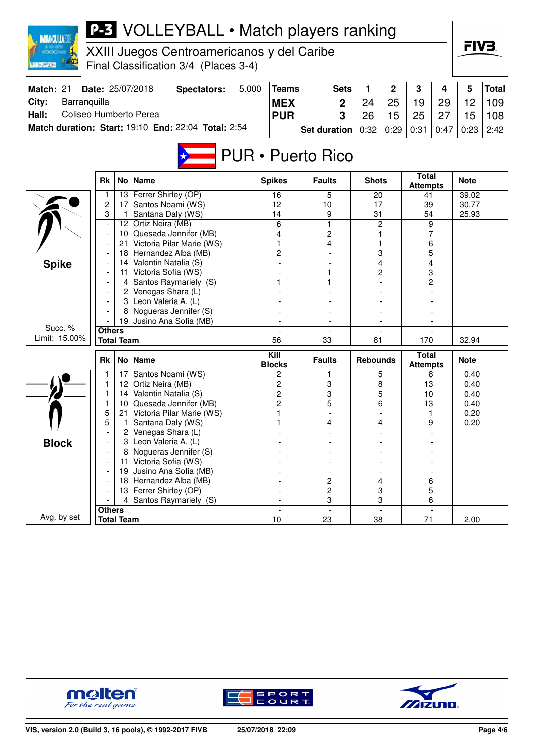# P-3 VOLLEYBALL • Match players ranking

XXIII Juegos Centroamericanos y del Caribe
Final Classification 3/4 (Places 3-4)

| Match: 21 | Date: 25/07/2018 | Spectators: | 5.000 |
|---|---|---|---|
| City: | Barranquilla | | |
| Hall: | Coliseo Humberto Perea | | |
| Match duration: Start: 19:10 | End: 22:04 | Total: 2:54 | |

| Teams | Sets | 1 | 2 | 3 | 4 | 5 | Total |
|---|---|---|---|---|---|---|---|
| MEX | 2 | 24 | 25 | 19 | 29 | 12 | 109 |
| PUR | 3 | 26 | 15 | 25 | 27 | 15 | 108 |
| Set duration | | 0:32 | 0:29 | 0:31 | 0:47 | 0:23 | 2:42 |

## PUR • Puerto Rico

### Spike

Succ. % Limit: 15.00%

| Rk | No | Name | Spikes | Faults | Shots | Total Attempts | Note |
|---|---|---|---|---|---|---|---|
| 1 | 13 | Ferrer Shirley (OP) | 16 | 5 | 20 | 41 | 39.02 |
| 2 | 17 | Santos Noami (WS) | 12 | 10 | 17 | 39 | 30.77 |
| 3 | 1 | Santana Daly (WS) | 14 | 9 | 31 | 54 | 25.93 |
| - | 12 | Ortiz Neira (MB) | 6 | 1 | 2 | 9 | |
| - | 10 | Quesada Jennifer (MB) | 4 | 2 | 1 | 7 | |
| - | 21 | Victoria Pilar Marie (WS) | 1 | 4 | 1 | 6 | |
| - | 18 | Hernandez Alba (MB) | 2 | - | 3 | 5 | |
| - | 14 | Valentin Natalia (S) | - | - | 4 | 4 | |
| - | 11 | Victoria Sofia (WS) | - | 1 | 2 | 3 | |
| - | 4 | Santos Raymariely (S) | 1 | 1 | - | 2 | |
| - | 2 | Venegas Shara (L) | - | - | - | - | |
| - | 3 | Leon Valeria A. (L) | - | - | - | - | |
| - | 8 | Nogueras Jennifer (S) | - | - | - | - | |
| - | 19 | Jusino Ana Sofia (MB) | - | - | - | - | |
| Others | | | - | - | - | - | |
| Total Team | | | 56 | 33 | 81 | 170 | 32.94 |

### Block

Avg. by set

| Rk | No | Name | Kill Blocks | Faults | Rebounds | Total Attempts | Note |
|---|---|---|---|---|---|---|---|
| 1 | 17 | Santos Noami (WS) | 2 | 1 | 5 | 8 | 0.40 |
| 1 | 12 | Ortiz Neira (MB) | 2 | 3 | 8 | 13 | 0.40 |
| 1 | 14 | Valentin Natalia (S) | 2 | 3 | 5 | 10 | 0.40 |
| 1 | 10 | Quesada Jennifer (MB) | 2 | 5 | 6 | 13 | 0.40 |
| 5 | 21 | Victoria Pilar Marie (WS) | 1 | - | - | 1 | 0.20 |
| 5 | 1 | Santana Daly (WS) | 1 | 4 | 4 | 9 | 0.20 |
| - | 2 | Venegas Shara (L) | - | - | - | - | |
| - | 3 | Leon Valeria A. (L) | - | - | - | - | |
| - | 8 | Nogueras Jennifer (S) | - | - | - | - | |
| - | 11 | Victoria Sofia (WS) | - | - | - | - | |
| - | 19 | Jusino Ana Sofia (MB) | - | - | - | - | |
| - | 18 | Hernandez Alba (MB) | - | 2 | 4 | 6 | |
| - | 13 | Ferrer Shirley (OP) | - | 2 | 3 | 5 | |
| - | 4 | Santos Raymariely (S) | - | 3 | 3 | 6 | |
| Others | | | - | - | - | - | |
| Total Team | | | 10 | 23 | 38 | 71 | 2.00 |

VIS, version 2.0 (Build 3, 16 pools), © 1992-2017 FIVB    25/07/2018 22:09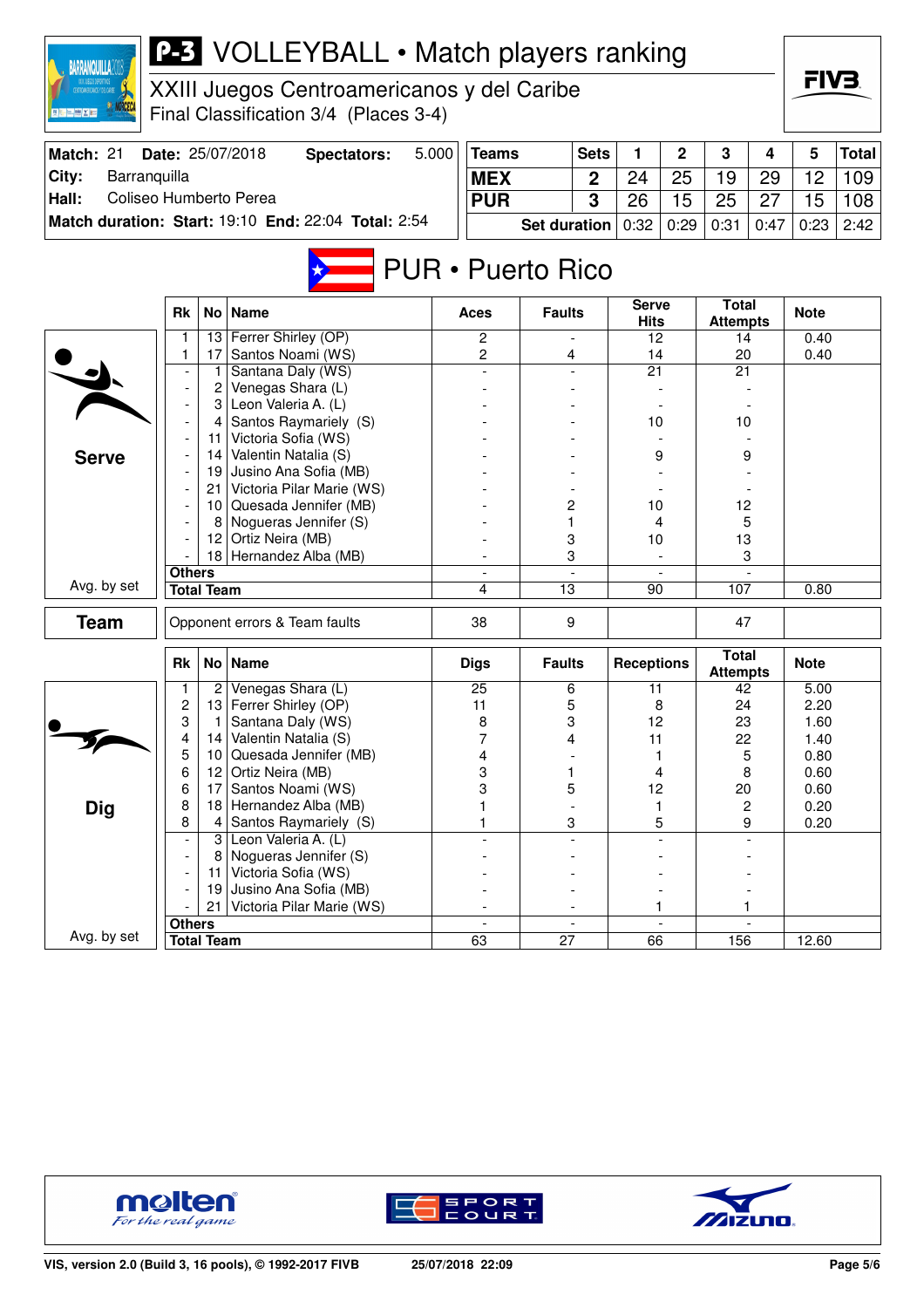# P-3 VOLLEYBALL • Match players ranking

XXIII Juegos Centroamericanos y del Caribe
Final Classification 3/4 (Places 3-4)

| Match: 21 | Date: 25/07/2018 | Spectators: | 5.000 |
|---|---|---|---|
| City: | Barranquilla | | |
| Hall: | Coliseo Humberto Perea | | |
| Match duration: Start: 19:10 | End: 22:04 | Total: 2:54 | |

| Teams | Sets | 1 | 2 | 3 | 4 | 5 | Total |
|---|---|---|---|---|---|---|---|
| MEX | 2 | 24 | 25 | 19 | 29 | 12 | 109 |
| PUR | 3 | 26 | 15 | 25 | 27 | 15 | 108 |
| | Set duration | 0:32 | 0:29 | 0:31 | 0:47 | 0:23 | 2:42 |

## PUR • Puerto Rico

### Serve

| Rk | No | Name | Aces | Faults | Serve Hits | Total Attempts | Note |
|---|---|---|---|---|---|---|---|
| 1 | 13 | Ferrer Shirley (OP) | 2 | - | 12 | 14 | 0.40 |
| 1 | 17 | Santos Noami (WS) | 2 | 4 | 14 | 20 | 0.40 |
| - | 1 | Santana Daly (WS) | - | - | 21 | 21 | |
| - | 2 | Venegas Shara (L) | - | - | - | - | |
| - | 3 | Leon Valeria A. (L) | - | - | - | - | |
| - | 4 | Santos Raymariely (S) | - | - | 10 | 10 | |
| - | 11 | Victoria Sofia (WS) | - | - | - | - | |
| - | 14 | Valentin Natalia (S) | - | - | 9 | 9 | |
| - | 19 | Jusino Ana Sofia (MB) | - | - | - | - | |
| - | 21 | Victoria Pilar Marie (WS) | - | - | - | - | |
| - | 10 | Quesada Jennifer (MB) | - | 2 | 10 | 12 | |
| - | 8 | Nogueras Jennifer (S) | - | 1 | 4 | 5 | |
| - | 12 | Ortiz Neira (MB) | - | 3 | 10 | 13 | |
| - | 18 | Hernandez Alba (MB) | - | 3 | - | 3 | |
| Others | | | - | - | - | - | |
| Total Team | | | 4 | 13 | 90 | 107 | 0.80 |

Avg. by set

### Team

| | Aces | Faults | Serve Hits | Total Attempts | Note |
|---|---|---|---|---|---|
| Opponent errors & Team faults | 38 | 9 | | 47 | |

### Dig

| Rk | No | Name | Digs | Faults | Receptions | Total Attempts | Note |
|---|---|---|---|---|---|---|---|
| 1 | 2 | Venegas Shara (L) | 25 | 6 | 11 | 42 | 5.00 |
| 2 | 13 | Ferrer Shirley (OP) | 11 | 5 | 8 | 24 | 2.20 |
| 3 | 1 | Santana Daly (WS) | 8 | 3 | 12 | 23 | 1.60 |
| 4 | 14 | Valentin Natalia (S) | 7 | 4 | 11 | 22 | 1.40 |
| 5 | 10 | Quesada Jennifer (MB) | 4 | - | 1 | 5 | 0.80 |
| 6 | 12 | Ortiz Neira (MB) | 3 | 1 | 4 | 8 | 0.60 |
| 6 | 17 | Santos Noami (WS) | 3 | 5 | 12 | 20 | 0.60 |
| 8 | 18 | Hernandez Alba (MB) | 1 | - | 1 | 2 | 0.20 |
| 8 | 4 | Santos Raymariely (S) | 1 | 3 | 5 | 9 | 0.20 |
| - | 3 | Leon Valeria A. (L) | - | - | - | - | |
| - | 8 | Nogueras Jennifer (S) | - | - | - | - | |
| - | 11 | Victoria Sofia (WS) | - | - | - | - | |
| - | 19 | Jusino Ana Sofia (MB) | - | - | - | - | |
| - | 21 | Victoria Pilar Marie (WS) | - | - | 1 | 1 | |
| Others | | | - | - | - | - | |
| Total Team | | | 63 | 27 | 66 | 156 | 12.60 |

Avg. by set

VIS, version 2.0 (Build 3, 16 pools), © 1992-2017 FIVB    25/07/2018 22:09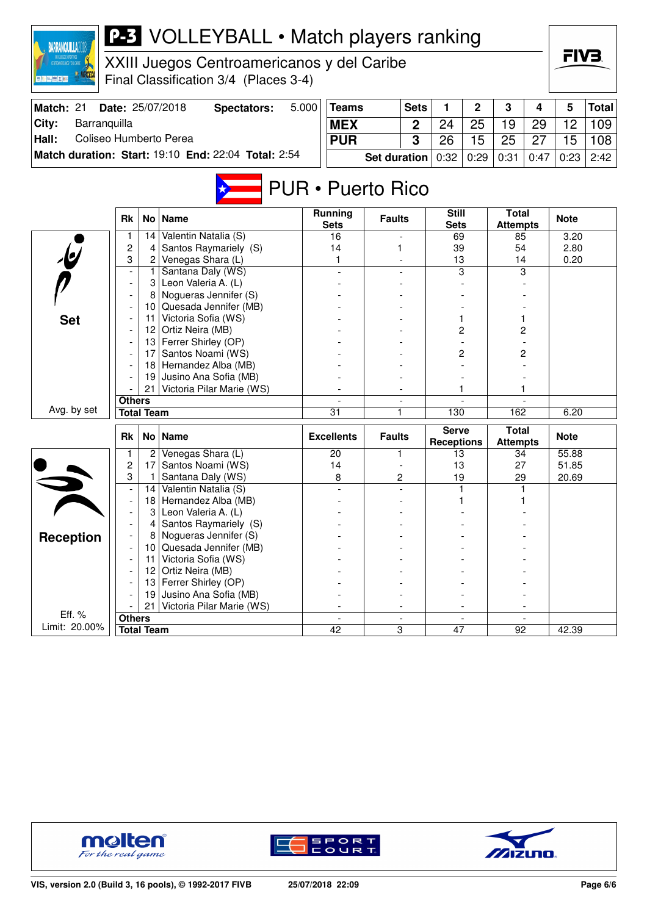# P-3 VOLLEYBALL • Match players ranking

XXIII Juegos Centroamericanos y del Caribe

Final Classification 3/4 (Places 3-4)

| | | | |
|---|---|---|---|
| **Match:** 21 | **Date:** 25/07/2018 | **Spectators:** | 5.000 |
| **City:** | Barranquilla | | |
| **Hall:** | Coliseo Humberto Perea | | |
| **Match duration: Start:** 19:10 | **End:** 22:04 | **Total:** 2:54 | |

| Teams | Sets | 1 | 2 | 3 | 4 | 5 | Total |
|---|---|---|---|---|---|---|---|
| MEX | 2 | 24 | 25 | 19 | 29 | 12 | 109 |
| PUR | 3 | 26 | 15 | 25 | 27 | 15 | 108 |
| Set duration | | 0:32 | 0:29 | 0:31 | 0:47 | 0:23 | 2:42 |

## PUR • Puerto Rico

### Set

| Rk | No | Name | Running Sets | Faults | Still Sets | Total Attempts | Note |
|---|---|---|---|---|---|---|---|
| 1 | 14 | Valentin Natalia (S) | 16 | - | 69 | 85 | 3.20 |
| 2 | 4 | Santos Raymariely (S) | 14 | 1 | 39 | 54 | 2.80 |
| 3 | 2 | Venegas Shara (L) | 1 | - | 13 | 14 | 0.20 |
| - | 1 | Santana Daly (WS) | - | - | 3 | 3 | |
| - | 3 | Leon Valeria A. (L) | - | - | - | - | |
| - | 8 | Nogueras Jennifer (S) | - | - | - | - | |
| - | 10 | Quesada Jennifer (MB) | - | - | - | - | |
| - | 11 | Victoria Sofia (WS) | - | - | 1 | 1 | |
| - | 12 | Ortiz Neira (MB) | - | - | 2 | 2 | |
| - | 13 | Ferrer Shirley (OP) | - | - | - | - | |
| - | 17 | Santos Noami (WS) | - | - | 2 | 2 | |
| - | 18 | Hernandez Alba (MB) | - | - | - | - | |
| - | 19 | Jusino Ana Sofia (MB) | - | - | - | - | |
| - | 21 | Victoria Pilar Marie (WS) | - | - | 1 | 1 | |
| **Others** | | | - | - | - | - | |
| **Total Team** | | | 31 | 1 | 130 | 162 | 6.20 |

Avg. by set

### Reception

| Rk | No | Name | Excellents | Faults | Serve Receptions | Total Attempts | Note |
|---|---|---|---|---|---|---|---|
| 1 | 2 | Venegas Shara (L) | 20 | 1 | 13 | 34 | 55.88 |
| 2 | 17 | Santos Noami (WS) | 14 | - | 13 | 27 | 51.85 |
| 3 | 1 | Santana Daly (WS) | 8 | 2 | 19 | 29 | 20.69 |
| - | 14 | Valentin Natalia (S) | - | - | 1 | 1 | |
| - | 18 | Hernandez Alba (MB) | - | - | 1 | 1 | |
| - | 3 | Leon Valeria A. (L) | - | - | - | - | |
| - | 4 | Santos Raymariely (S) | - | - | - | - | |
| - | 8 | Nogueras Jennifer (S) | - | - | - | - | |
| - | 10 | Quesada Jennifer (MB) | - | - | - | - | |
| - | 11 | Victoria Sofia (WS) | - | - | - | - | |
| - | 12 | Ortiz Neira (MB) | - | - | - | - | |
| - | 13 | Ferrer Shirley (OP) | - | - | - | - | |
| - | 19 | Jusino Ana Sofia (MB) | - | - | - | - | |
| - | 21 | Victoria Pilar Marie (WS) | - | - | - | - | |
| **Others** | | | - | - | - | - | |
| **Total Team** | | | 42 | 3 | 47 | 92 | 42.39 |

Eff. %
Limit: 20.00%

VIS, version 2.0 (Build 3, 16 pools), © 1992-2017 FIVB — 25/07/2018 22:09